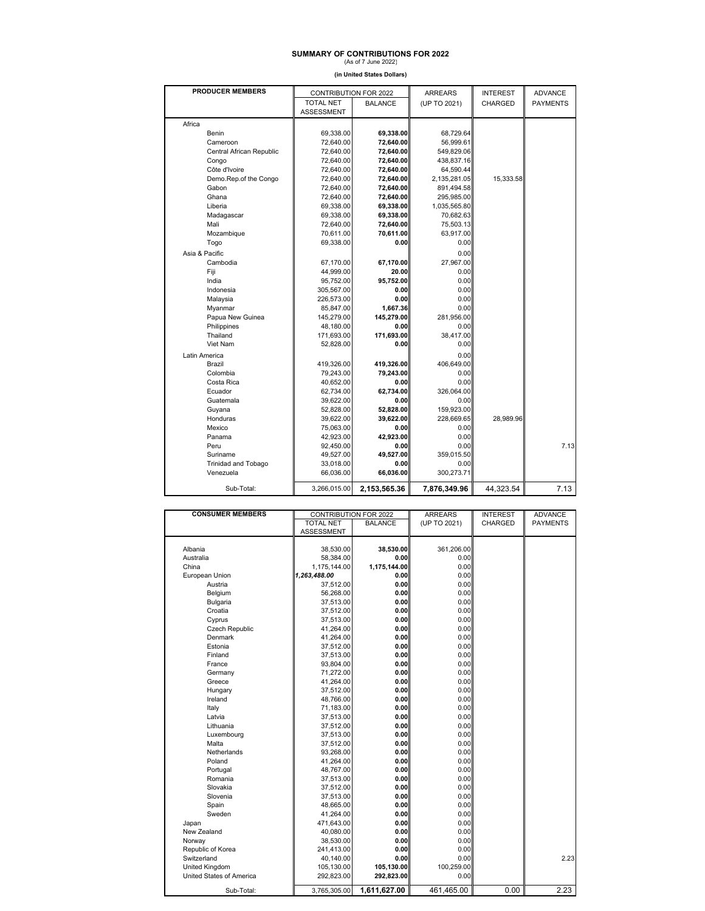# SUMMARY OF CONTRIBUTIONS FOR 2022

(As of 7 June 2022)

**(in United States Dollars)**

| PRODUCER MEMBERS | CONTRIBUTION FOR 2022 | | ARREARS | INTEREST | ADVANCE |
|---|---|---|---|---|---|
| | TOTAL NET ASSESSMENT | BALANCE | (UP TO 2021) | CHARGED | PAYMENTS |
| Africa | | | | | |
| Benin | 69,338.00 | **69,338.00** | 68,729.64 | | |
| Cameroon | 72,640.00 | **72,640.00** | 56,999.61 | | |
| Central African Republic | 72,640.00 | **72,640.00** | 549,829.06 | | |
| Congo | 72,640.00 | **72,640.00** | 438,837.16 | | |
| Côte d'Ivoire | 72,640.00 | **72,640.00** | 64,590.44 | | |
| Demo.Rep.of the Congo | 72,640.00 | **72,640.00** | 2,135,281.05 | 15,333.58 | |
| Gabon | 72,640.00 | **72,640.00** | 891,494.58 | | |
| Ghana | 72,640.00 | **72,640.00** | 295,985.00 | | |
| Liberia | 69,338.00 | **69,338.00** | 1,035,565.80 | | |
| Madagascar | 69,338.00 | **69,338.00** | 70,682.63 | | |
| Mali | 72,640.00 | **72,640.00** | 75,503.13 | | |
| Mozambique | 70,611.00 | **70,611.00** | 63,917.00 | | |
| Togo | 69,338.00 | **0.00** | 0.00 | | |
| Asia & Pacific | | | 0.00 | | |
| Cambodia | 67,170.00 | **67,170.00** | 27,967.00 | | |
| Fiji | 44,999.00 | **20.00** | 0.00 | | |
| India | 95,752.00 | **95,752.00** | 0.00 | | |
| Indonesia | 305,567.00 | **0.00** | 0.00 | | |
| Malaysia | 226,573.00 | **0.00** | 0.00 | | |
| Myanmar | 85,847.00 | **1,667.36** | 0.00 | | |
| Papua New Guinea | 145,279.00 | **145,279.00** | 281,956.00 | | |
| Philippines | 48,180.00 | **0.00** | 0.00 | | |
| Thailand | 171,693.00 | **171,693.00** | 38,417.00 | | |
| Viet Nam | 52,828.00 | **0.00** | 0.00 | | |
| Latin America | | | 0.00 | | |
| Brazil | 419,326.00 | **419,326.00** | 406,649.00 | | |
| Colombia | 79,243.00 | **79,243.00** | 0.00 | | |
| Costa Rica | 40,652.00 | **0.00** | 0.00 | | |
| Ecuador | 62,734.00 | **62,734.00** | 326,064.00 | | |
| Guatemala | 39,622.00 | **0.00** | 0.00 | | |
| Guyana | 52,828.00 | **52,828.00** | 159,923.00 | | |
| Honduras | 39,622.00 | **39,622.00** | 228,669.65 | 28,989.96 | |
| Mexico | 75,063.00 | **0.00** | 0.00 | | |
| Panama | 42,923.00 | **42,923.00** | 0.00 | | |
| Peru | 92,450.00 | **0.00** | 0.00 | | 7.13 |
| Suriname | 49,527.00 | **49,527.00** | 359,015.50 | | |
| Trinidad and Tobago | 33,018.00 | **0.00** | 0.00 | | |
| Venezuela | 66,036.00 | **66,036.00** | 300,273.71 | | |
| Sub-Total: | 3,266,015.00 | **2,153,565.36** | **7,876,349.96** | 44,323.54 | 7.13 |

| CONSUMER MEMBERS | CONTRIBUTION FOR 2022 | | ARREARS | INTEREST | ADVANCE |
|---|---|---|---|---|---|
| | TOTAL NET ASSESSMENT | BALANCE | (UP TO 2021) | CHARGED | PAYMENTS |
| Albania | 38,530.00 | **38,530.00** | 361,206.00 | | |
| Australia | 58,384.00 | **0.00** | 0.00 | | |
| China | 1,175,144.00 | **1,175,144.00** | 0.00 | | |
| European Union | ***1,263,488.00*** | **0.00** | 0.00 | | |
| Austria | 37,512.00 | **0.00** | 0.00 | | |
| Belgium | 56,268.00 | **0.00** | 0.00 | | |
| Bulgaria | 37,513.00 | **0.00** | 0.00 | | |
| Croatia | 37,512.00 | **0.00** | 0.00 | | |
| Cyprus | 37,513.00 | **0.00** | 0.00 | | |
| Czech Republic | 41,264.00 | **0.00** | 0.00 | | |
| Denmark | 41,264.00 | **0.00** | 0.00 | | |
| Estonia | 37,512.00 | **0.00** | 0.00 | | |
| Finland | 37,513.00 | **0.00** | 0.00 | | |
| France | 93,804.00 | **0.00** | 0.00 | | |
| Germany | 71,272.00 | **0.00** | 0.00 | | |
| Greece | 41,264.00 | **0.00** | 0.00 | | |
| Hungary | 37,512.00 | **0.00** | 0.00 | | |
| Ireland | 48,766.00 | **0.00** | 0.00 | | |
| Italy | 71,183.00 | **0.00** | 0.00 | | |
| Latvia | 37,513.00 | **0.00** | 0.00 | | |
| Lithuania | 37,512.00 | **0.00** | 0.00 | | |
| Luxembourg | 37,513.00 | **0.00** | 0.00 | | |
| Malta | 37,512.00 | **0.00** | 0.00 | | |
| Netherlands | 93,268.00 | **0.00** | 0.00 | | |
| Poland | 41,264.00 | **0.00** | 0.00 | | |
| Portugal | 48,767.00 | **0.00** | 0.00 | | |
| Romania | 37,513.00 | **0.00** | 0.00 | | |
| Slovakia | 37,512.00 | **0.00** | 0.00 | | |
| Slovenia | 37,513.00 | **0.00** | 0.00 | | |
| Spain | 48,665.00 | **0.00** | 0.00 | | |
| Sweden | 41,264.00 | **0.00** | 0.00 | | |
| Japan | 471,643.00 | **0.00** | 0.00 | | |
| New Zealand | 40,080.00 | **0.00** | 0.00 | | |
| Norway | 38,530.00 | **0.00** | 0.00 | | |
| Republic of Korea | 241,413.00 | **0.00** | 0.00 | | |
| Switzerland | 40,140.00 | **0.00** | 0.00 | | 2.23 |
| United Kingdom | 105,130.00 | **105,130.00** | 100,259.00 | | |
| United States of America | 292,823.00 | **292,823.00** | 0.00 | | |
| Sub-Total: | 3,765,305.00 | **1,611,627.00** | 461,465.00 | 0.00 | 2.23 |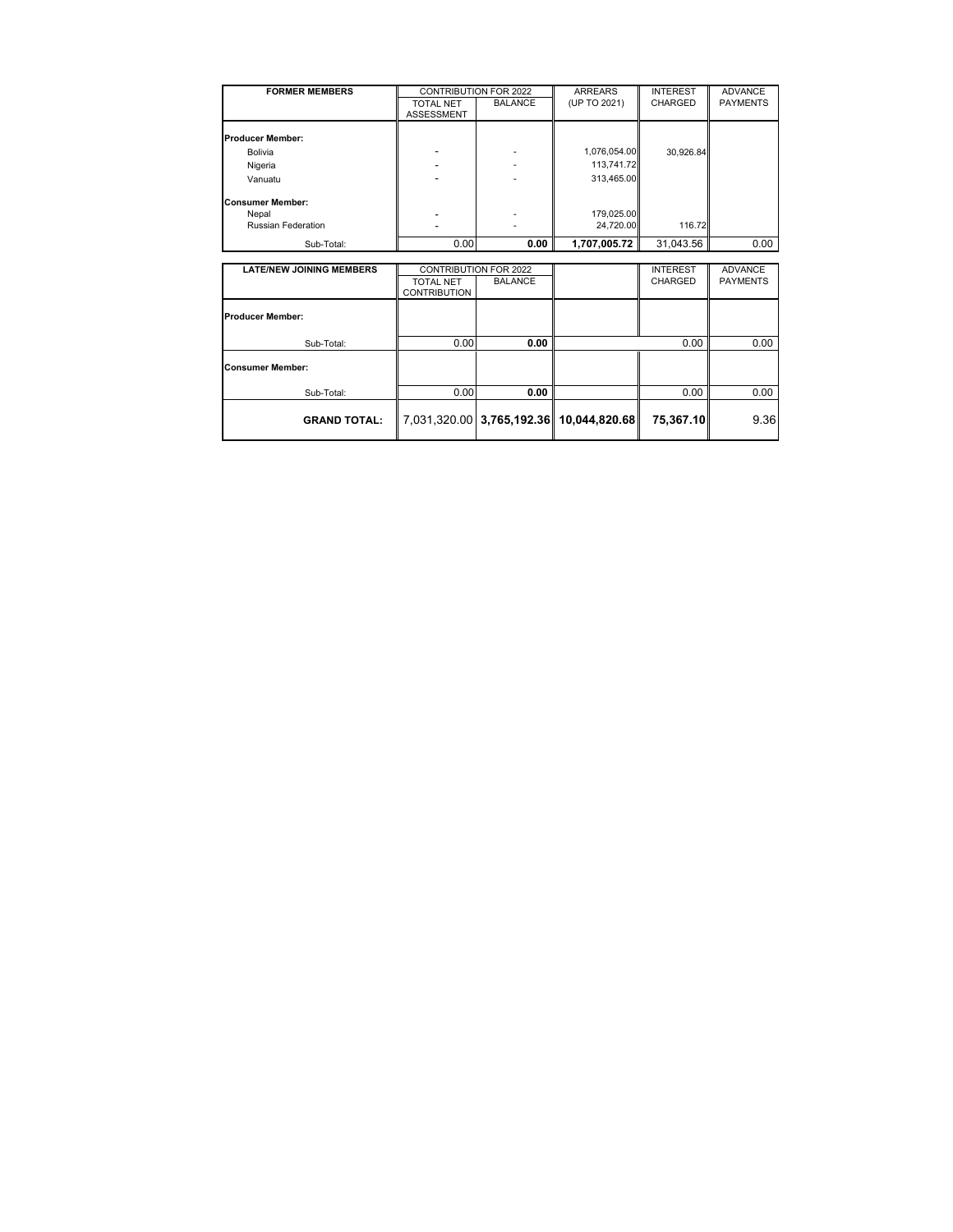| FORMER MEMBERS | CONTRIBUTION FOR 2022 | | ARREARS | INTEREST | ADVANCE |
|---|---|---|---|---|---|
| | TOTAL NET ASSESSMENT | BALANCE | (UP TO 2021) | CHARGED | PAYMENTS |
| **Producer Member:** | | | | | |
| Bolivia | - | - | 1,076,054.00 | 30,926.84 | |
| Nigeria | - | - | 113,741.72 | | |
| Vanuatu | - | - | 313,465.00 | | |
| **Consumer Member:** | | | | | |
| Nepal | - | - | 179,025.00 | | |
| Russian Federation | - | - | 24,720.00 | 116.72 | |
| Sub-Total: | 0.00 | **0.00** | **1,707,005.72** | 31,043.56 | 0.00 |

| LATE/NEW JOINING MEMBERS | CONTRIBUTION FOR 2022 | | | INTEREST | ADVANCE |
|---|---|---|---|---|---|
| | TOTAL NET CONTRIBUTION | BALANCE | | CHARGED | PAYMENTS |
| **Producer Member:** | | | | | |
| Sub-Total: | 0.00 | **0.00** | | 0.00 | 0.00 |
| **Consumer Member:** | | | | | |
| Sub-Total: | 0.00 | **0.00** | | 0.00 | 0.00 |
| **GRAND TOTAL:** | 7,031,320.00 | **3,765,192.36** | **10,044,820.68** | **75,367.10** | 9.36 |